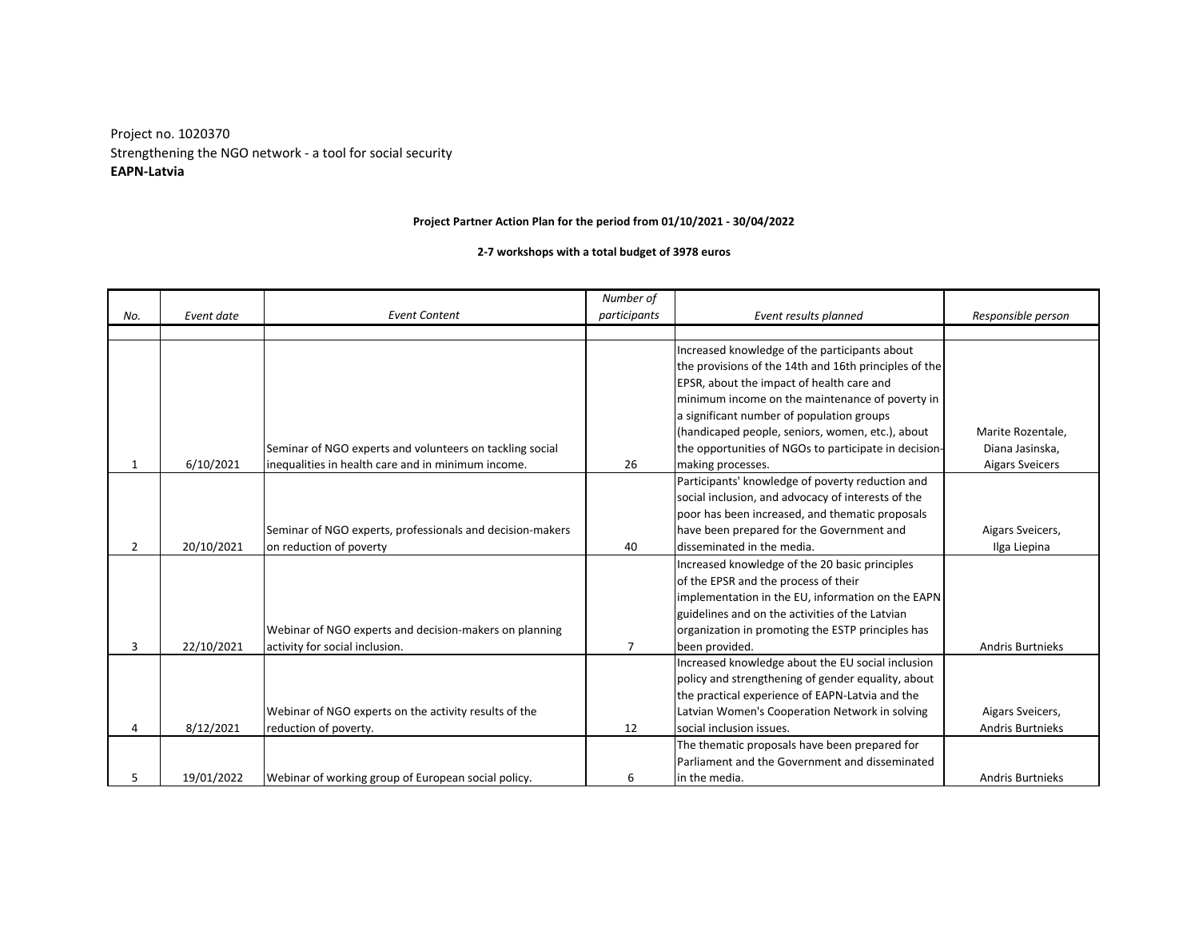Project no. 1020370
Strengthening the NGO network - a tool for social security
**EAPN-Latvia**

**Project Partner Action Plan for the period from 01/10/2021 - 30/04/2022**

**2-7 workshops with a total budget of 3978 euros**

| *No.* | *Event date* | *Event Content* | *Number of participants* | *Event results planned* | *Responsible person* |
|---|---|---|---|---|---|
| 1 | 6/10/2021 | Seminar of NGO experts and volunteers on tackling social inequalities in health care and in minimum income. | 26 | Increased knowledge of the participants about the provisions of the 14th and 16th principles of the EPSR, about the impact of health care and minimum income on the maintenance of poverty in a significant number of population groups (handicaped people, seniors, women, etc.), about the opportunities of NGOs to participate in decision-making processes. | Marite Rozentale, Diana Jasinska, Aigars Sveicers |
| 2 | 20/10/2021 | Seminar of NGO experts, professionals and decision-makers on reduction of poverty | 40 | Participants' knowledge of poverty reduction and social inclusion, and advocacy of interests of the poor has been increased, and thematic proposals have been prepared for the Government and disseminated in the media. | Aigars Sveicers, Ilga Liepina |
| 3 | 22/10/2021 | Webinar of NGO experts and decision-makers on planning activity for social inclusion. | 7 | Increased knowledge of the 20 basic principles of the EPSR and the process of their implementation in the EU, information on the EAPN guidelines and on the activities of the Latvian organization in promoting the ESTP principles has been provided. | Andris Burtnieks |
| 4 | 8/12/2021 | Webinar of NGO experts on the activity results of the reduction of poverty. | 12 | Increased knowledge about the EU social inclusion policy and strengthening of gender equality, about the practical experience of EAPN-Latvia and the Latvian Women's Cooperation Network in solving social inclusion issues. | Aigars Sveicers, Andris Burtnieks |
| 5 | 19/01/2022 | Webinar of working group of European social policy. | 6 | The thematic proposals have been prepared for Parliament and the Government and disseminated in the media. | Andris Burtnieks |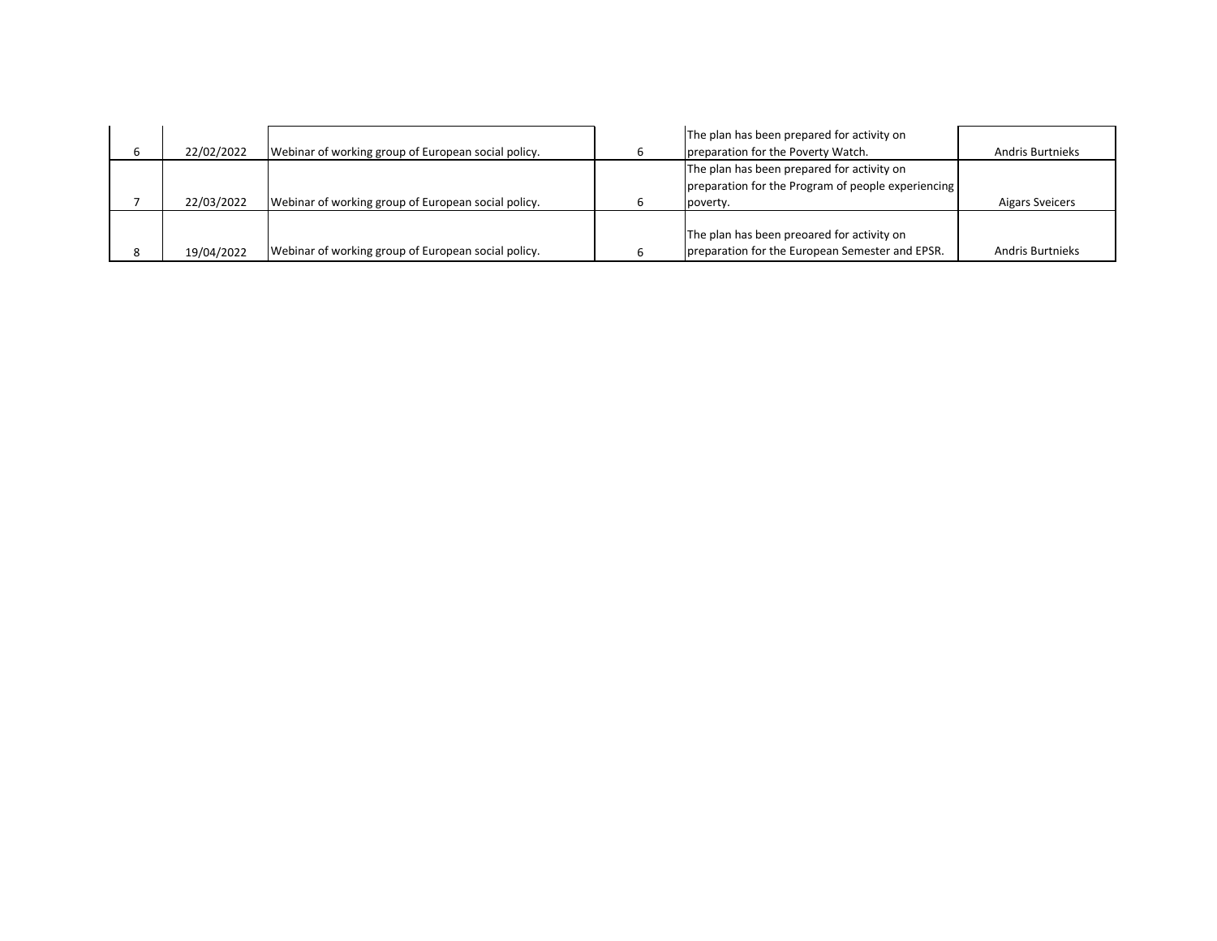| | | | | | |
|---|---|---|---|---|---|
| 6 | 22/02/2022 | Webinar of working group of European social policy. | 6 | The plan has been prepared for activity on preparation for the Poverty Watch. | Andris Burtnieks |
| 7 | 22/03/2022 | Webinar of working group of European social policy. | 6 | The plan has been prepared for activity on preparation for the Program of people experiencing poverty. | Aigars Sveicers |
| 8 | 19/04/2022 | Webinar of working group of European social policy. | 6 | The plan has been preoared for activity on preparation for the European Semester and EPSR. | Andris Burtnieks |